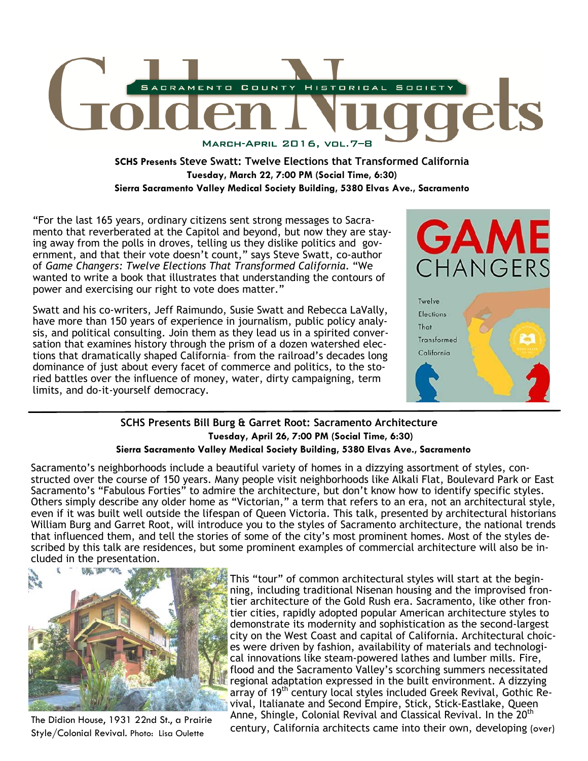# Golden Nuggets

Sacramento County Historical Society

March-April 2016, vol.7–8

**SCHS Presents Steve Swatt: Twelve Elections that Transformed California**
**Tuesday, March 22, 7:00 PM (Social Time, 6:30)**
**Sierra Sacramento Valley Medical Society Building, 5380 Elvas Ave., Sacramento**

"For the last 165 years, ordinary citizens sent strong messages to Sacramento that reverberated at the Capitol and beyond, but now they are staying away from the polls in droves, telling us they dislike politics and government, and that their vote doesn't count," says Steve Swatt, co-author of *Game Changers: Twelve Elections That Transformed California.* "We wanted to write a book that illustrates that understanding the contours of power and exercising our right to vote does matter."

Swatt and his co-writers, Jeff Raimundo, Susie Swatt and Rebecca LaVally, have more than 150 years of experience in journalism, public policy analysis, and political consulting. Join them as they lead us in a spirited conversation that examines history through the prism of a dozen watershed elections that dramatically shaped California– from the railroad's decades long dominance of just about every facet of commerce and politics, to the storied battles over the influence of money, water, dirty campaigning, term limits, and do-it-yourself democracy.

GAME CHANGERS
Twelve Elections That Transformed California

---

**SCHS Presents Bill Burg & Garret Root: Sacramento Architecture**
**Tuesday, April 26, 7:00 PM (Social Time, 6:30)**
**Sierra Sacramento Valley Medical Society Building, 5380 Elvas Ave., Sacramento**

Sacramento's neighborhoods include a beautiful variety of homes in a dizzying assortment of styles, constructed over the course of 150 years. Many people visit neighborhoods like Alkali Flat, Boulevard Park or East Sacramento's "Fabulous Forties" to admire the architecture, but don't know how to identify specific styles. Others simply describe any older home as "Victorian," a term that refers to an era, not an architectural style, even if it was built well outside the lifespan of Queen Victoria. This talk, presented by architectural historians William Burg and Garret Root, will introduce you to the styles of Sacramento architecture, the national trends that influenced them, and tell the stories of some of the city's most prominent homes. Most of the styles described by this talk are residences, but some prominent examples of commercial architecture will also be included in the presentation.

The Didion House, 1931 22nd St., a Prairie Style/Colonial Revival. Photo: Lisa Oulette

This "tour" of common architectural styles will start at the beginning, including traditional Nisenan housing and the improvised frontier architecture of the Gold Rush era. Sacramento, like other frontier cities, rapidly adopted popular American architecture styles to demonstrate its modernity and sophistication as the second-largest city on the West Coast and capital of California. Architectural choices were driven by fashion, availability of materials and technological innovations like steam-powered lathes and lumber mills. Fire, flood and the Sacramento Valley's scorching summers necessitated regional adaptation expressed in the built environment. A dizzying array of 19th century local styles included Greek Revival, Gothic Revival, Italianate and Second Empire, Stick, Stick-Eastlake, Queen Anne, Shingle, Colonial Revival and Classical Revival. In the 20th century, California architects came into their own, developing (over)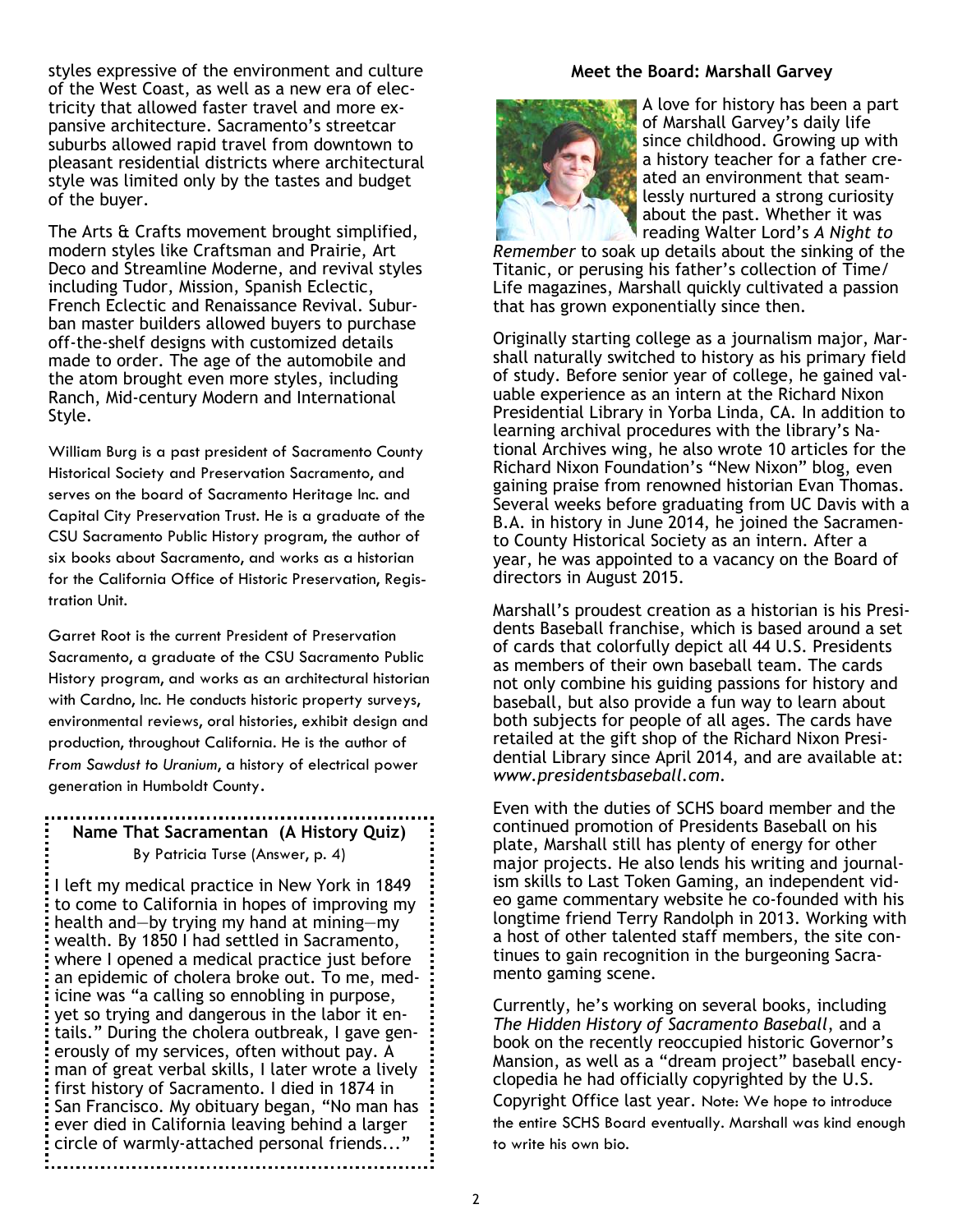styles expressive of the environment and culture of the West Coast, as well as a new era of electricity that allowed faster travel and more expansive architecture. Sacramento's streetcar suburbs allowed rapid travel from downtown to pleasant residential districts where architectural style was limited only by the tastes and budget of the buyer.

The Arts & Crafts movement brought simplified, modern styles like Craftsman and Prairie, Art Deco and Streamline Moderne, and revival styles including Tudor, Mission, Spanish Eclectic, French Eclectic and Renaissance Revival. Suburban master builders allowed buyers to purchase off-the-shelf designs with customized details made to order. The age of the automobile and the atom brought even more styles, including Ranch, Mid-century Modern and International Style.

William Burg is a past president of Sacramento County Historical Society and Preservation Sacramento, and serves on the board of Sacramento Heritage Inc. and Capital City Preservation Trust. He is a graduate of the CSU Sacramento Public History program, the author of six books about Sacramento, and works as a historian for the California Office of Historic Preservation, Registration Unit.

Garret Root is the current President of Preservation Sacramento, a graduate of the CSU Sacramento Public History program, and works as an architectural historian with Cardno, Inc. He conducts historic property surveys, environmental reviews, oral histories, exhibit design and production, throughout California. He is the author of *From Sawdust to Uranium*, a history of electrical power generation in Humboldt County.

### Name That Sacramentan (A History Quiz)

By Patricia Turse (Answer, p. 4)

I left my medical practice in New York in 1849 to come to California in hopes of improving my health and—by trying my hand at mining—my wealth. By 1850 I had settled in Sacramento, where I opened a medical practice just before an epidemic of cholera broke out. To me, medicine was "a calling so ennobling in purpose, yet so trying and dangerous in the labor it entails." During the cholera outbreak, I gave generously of my services, often without pay. A man of great verbal skills, I later wrote a lively first history of Sacramento. I died in 1874 in San Francisco. My obituary began, "No man has ever died in California leaving behind a larger circle of warmly-attached personal friends..."

### Meet the Board: Marshall Garvey

A love for history has been a part of Marshall Garvey's daily life since childhood. Growing up with a history teacher for a father created an environment that seamlessly nurtured a strong curiosity about the past. Whether it was reading Walter Lord's *A Night to Remember* to soak up details about the sinking of the Titanic, or perusing his father's collection of Time/Life magazines, Marshall quickly cultivated a passion that has grown exponentially since then.

Originally starting college as a journalism major, Marshall naturally switched to history as his primary field of study. Before senior year of college, he gained valuable experience as an intern at the Richard Nixon Presidential Library in Yorba Linda, CA. In addition to learning archival procedures with the library's National Archives wing, he also wrote 10 articles for the Richard Nixon Foundation's "New Nixon" blog, even gaining praise from renowned historian Evan Thomas. Several weeks before graduating from UC Davis with a B.A. in history in June 2014, he joined the Sacramento County Historical Society as an intern. After a year, he was appointed to a vacancy on the Board of directors in August 2015.

Marshall's proudest creation as a historian is his Presidents Baseball franchise, which is based around a set of cards that colorfully depict all 44 U.S. Presidents as members of their own baseball team. The cards not only combine his guiding passions for history and baseball, but also provide a fun way to learn about both subjects for people of all ages. The cards have retailed at the gift shop of the Richard Nixon Presidential Library since April 2014, and are available at: *www.presidentsbaseball.com*.

Even with the duties of SCHS board member and the continued promotion of Presidents Baseball on his plate, Marshall still has plenty of energy for other major projects. He also lends his writing and journalism skills to Last Token Gaming, an independent video game commentary website he co-founded with his longtime friend Terry Randolph in 2013. Working with a host of other talented staff members, the site continues to gain recognition in the burgeoning Sacramento gaming scene.

Currently, he's working on several books, including *The Hidden History of Sacramento Baseball*, and a book on the recently reoccupied historic Governor's Mansion, as well as a "dream project" baseball encyclopedia he had officially copyrighted by the U.S. Copyright Office last year. Note: We hope to introduce the entire SCHS Board eventually. Marshall was kind enough to write his own bio.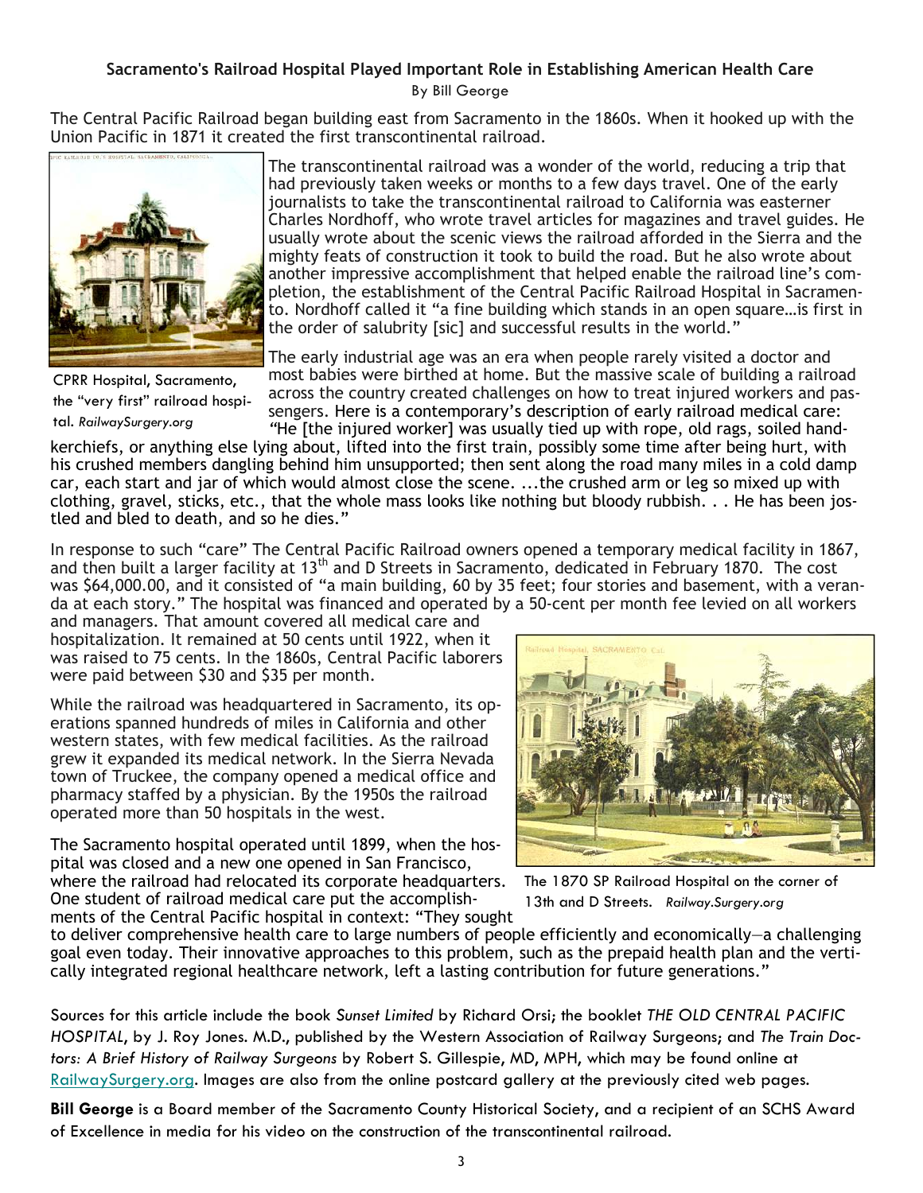## Sacramento's Railroad Hospital Played Important Role in Establishing American Health Care

By Bill George

The Central Pacific Railroad began building east from Sacramento in the 1860s. When it hooked up with the Union Pacific in 1871 it created the first transcontinental railroad.

The transcontinental railroad was a wonder of the world, reducing a trip that had previously taken weeks or months to a few days travel. One of the early journalists to take the transcontinental railroad to California was easterner Charles Nordhoff, who wrote travel articles for magazines and travel guides. He usually wrote about the scenic views the railroad afforded in the Sierra and the mighty feats of construction it took to build the road. But he also wrote about another impressive accomplishment that helped enable the railroad line's completion, the establishment of the Central Pacific Railroad Hospital in Sacramento. Nordhoff called it "a fine building which stands in an open square…is first in the order of salubrity [sic] and successful results in the world."

CPRR Hospital, Sacramento, the "very first" railroad hospital. *RailwaySurgery.org*

The early industrial age was an era when people rarely visited a doctor and most babies were birthed at home. But the massive scale of building a railroad across the country created challenges on how to treat injured workers and passengers. Here is a contemporary's description of early railroad medical care: "He [the injured worker] was usually tied up with rope, old rags, soiled handkerchiefs, or anything else lying about, lifted into the first train, possibly some time after being hurt, with his crushed members dangling behind him unsupported; then sent along the road many miles in a cold damp car, each start and jar of which would almost close the scene. ...the crushed arm or leg so mixed up with clothing, gravel, sticks, etc., that the whole mass looks like nothing but bloody rubbish. . . He has been jostled and bled to death, and so he dies."

In response to such "care" The Central Pacific Railroad owners opened a temporary medical facility in 1867, and then built a larger facility at 13th and D Streets in Sacramento, dedicated in February 1870. The cost was $64,000.00, and it consisted of "a main building, 60 by 35 feet; four stories and basement, with a veranda at each story." The hospital was financed and operated by a 50-cent per month fee levied on all workers and managers. That amount covered all medical care and hospitalization. It remained at 50 cents until 1922, when it was raised to 75 cents. In the 1860s, Central Pacific laborers were paid between $30 and $35 per month.

While the railroad was headquartered in Sacramento, its operations spanned hundreds of miles in California and other western states, with few medical facilities. As the railroad grew it expanded its medical network. In the Sierra Nevada town of Truckee, the company opened a medical office and pharmacy staffed by a physician. By the 1950s the railroad operated more than 50 hospitals in the west.

The Sacramento hospital operated until 1899, when the hospital was closed and a new one opened in San Francisco, where the railroad had relocated its corporate headquarters. One student of railroad medical care put the accomplishments of the Central Pacific hospital in context: "They sought to deliver comprehensive health care to large numbers of people efficiently and economically—a challenging goal even today. Their innovative approaches to this problem, such as the prepaid health plan and the vertically integrated regional healthcare network, left a lasting contribution for future generations."

The 1870 SP Railroad Hospital on the corner of 13th and D Streets. *Railway.Surgery.org*

Sources for this article include the book *Sunset Limited* by Richard Orsi; the booklet *THE OLD CENTRAL PACIFIC HOSPITAL*, by J. Roy Jones. M.D., published by the Western Association of Railway Surgeons; and *The Train Doctors: A Brief History of Railway Surgeons* by Robert S. Gillespie, MD, MPH, which may be found online at RailwaySurgery.org. Images are also from the online postcard gallery at the previously cited web pages.

**Bill George** is a Board member of the Sacramento County Historical Society, and a recipient of an SCHS Award of Excellence in media for his video on the construction of the transcontinental railroad.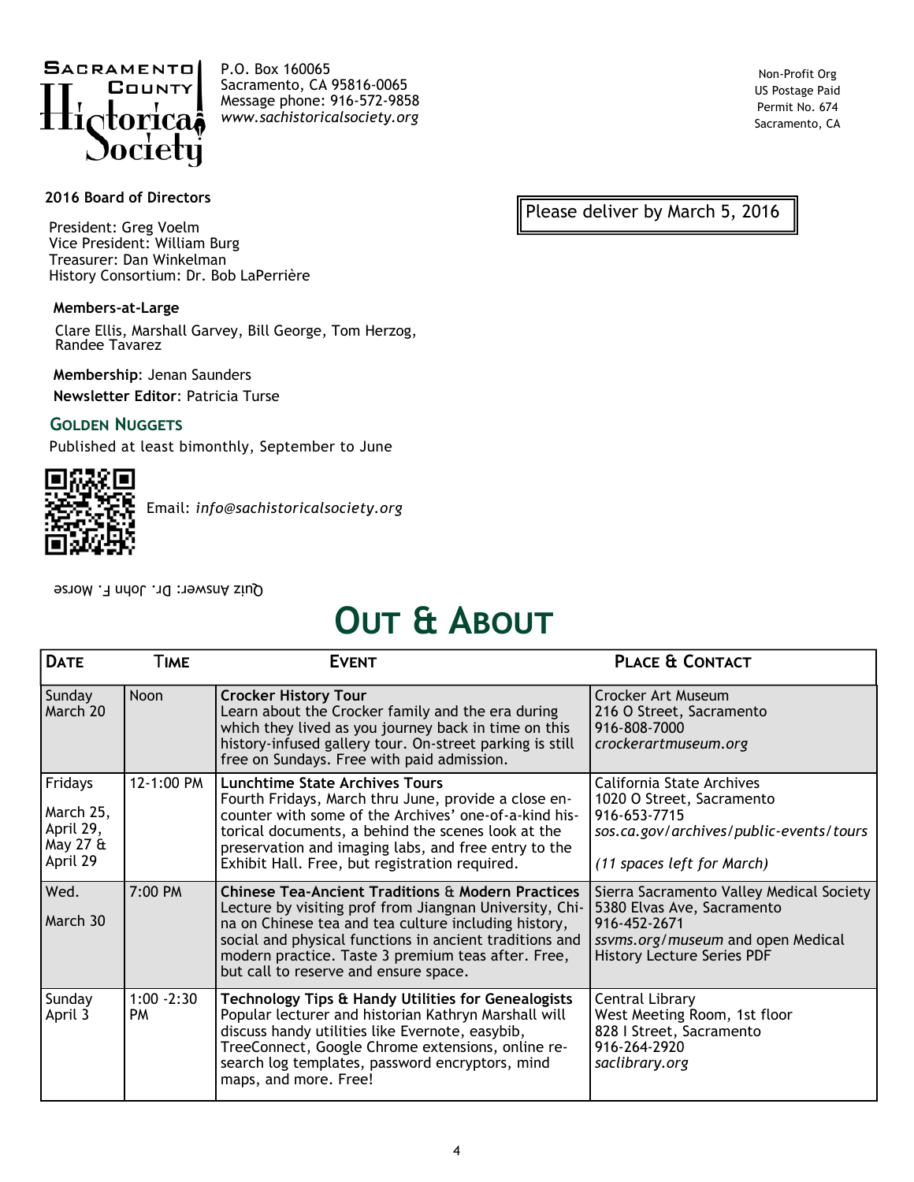**Sacramento County Historical Society**

P.O. Box 160065
Sacramento, CA 95816-0065
Message phone: 916-572-9858
*www.sachistoricalsociety.org*

Non-Profit Org
US Postage Paid
Permit No. 674
Sacramento, CA

Please deliver by March 5, 2016

**2016 Board of Directors**

President: Greg Voelm
Vice President: William Burg
Treasurer: Dan Winkelman
History Consortium: Dr. Bob LaPerrière

**Members-at-Large**

Clare Ellis, Marshall Garvey, Bill George, Tom Herzog, Randee Tavarez

**Membership**: Jenan Saunders
**Newsletter Editor**: Patricia Turse

## Golden Nuggets

Published at least bimonthly, September to June

Email: *info@sachistoricalsociety.org*

Quiz Answer: Dr. John F. Morse

# Out & About

| Date | Time | Event | Place & Contact |
|---|---|---|---|
| Sunday March 20 | Noon | **Crocker History Tour** Learn about the Crocker family and the era during which they lived as you journey back in time on this history-infused gallery tour. On-street parking is still free on Sundays. Free with paid admission. | Crocker Art Museum 216 O Street, Sacramento 916-808-7000 *crockerartmuseum.org* |
| Fridays March 25, April 29, May 27 & April 29 | 12-1:00 PM | **Lunchtime State Archives Tours** Fourth Fridays, March thru June, provide a close encounter with some of the Archives' one-of-a-kind historical documents, a behind the scenes look at the preservation and imaging labs, and free entry to the Exhibit Hall. Free, but registration required. | California State Archives 1020 O Street, Sacramento 916-653-7715 *sos.ca.gov/archives/public-events/tours* *(11 spaces left for March)* |
| Wed. March 30 | 7:00 PM | **Chinese Tea-Ancient Traditions & Modern Practices** Lecture by visiting prof from Jiangnan University, China on Chinese tea and tea culture including history, social and physical functions in ancient traditions and modern practice. Taste 3 premium teas after. Free, but call to reserve and ensure space. | Sierra Sacramento Valley Medical Society 5380 Elvas Ave, Sacramento 916-452-2671 *ssvms.org/museum* and open Medical History Lecture Series PDF |
| Sunday April 3 | 1:00 -2:30 PM | **Technology Tips & Handy Utilities for Genealogists** Popular lecturer and historian Kathryn Marshall will discuss handy utilities like Evernote, easybib, TreeConnect, Google Chrome extensions, online research log templates, password encryptors, mind maps, and more. Free! | Central Library West Meeting Room, 1st floor 828 I Street, Sacramento 916-264-2920 *saclibrary.org* |